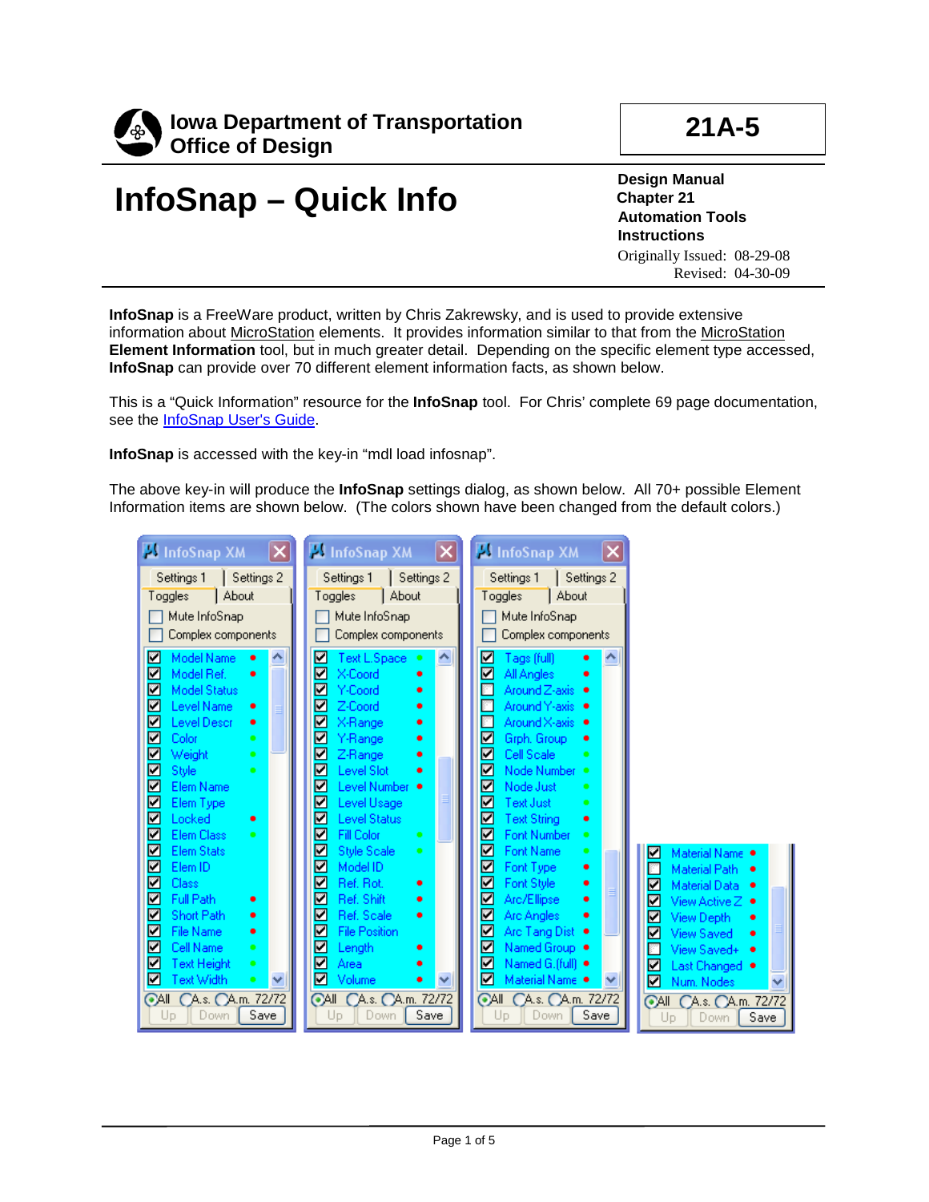**Iowa Department of Transportation**
**Office of Design**

**21A-5**

# InfoSnap – Quick Info

**Design Manual**
**Chapter 21**
**Automation Tools**
**Instructions**
Originally Issued: 08-29-08
Revised: 04-30-09

**InfoSnap** is a FreeWare product, written by Chris Zakrewsky, and is used to provide extensive information about MicroStation elements. It provides information similar to that from the MicroStation **Element Information** tool, but in much greater detail. Depending on the specific element type accessed, **InfoSnap** can provide over 70 different element information facts, as shown below.

This is a "Quick Information" resource for the **InfoSnap** tool. For Chris' complete 69 page documentation, see the InfoSnap User's Guide.

**InfoSnap** is accessed with the key-in "mdl load infosnap".

The above key-in will produce the **InfoSnap** settings dialog, as shown below. All 70+ possible Element Information items are shown below. (The colors shown have been changed from the default colors.)

| Panel 1 | Panel 2 | Panel 3 | Panel 4 |
|---|---|---|---|
| Model Name | Text L.Space | Tags (full) | Material Name |
| Model Ref. | X-Coord | All Angles | Material Path |
| Model Status | Y-Coord | Around Z-axis | Material Data |
| Level Name | Z-Coord | Around Y-axis | View Active Z |
| Level Descr | X-Range | Around X-axis | View Depth |
| Color | Y-Range | Grph. Group | View Saved |
| Weight | Z-Range | Cell Scale | View Saved+ |
| Style | Level Slot | Node Number | Last Changed |
| Elem Name | Level Number | Node Just | Num. Nodes |
| Elem Type | Level Usage | Text Just | |
| Locked | Level Status | Text String | |
| Elem Class | Fill Color | Font Number | |
| Elem Stats | Style Scale | Font Name | |
| Elem ID | Model ID | Font Type | |
| Class | Ref. Rot. | Font Style | |
| Full Path | Ref. Shift | Arc/Ellipse | |
| Short Path | Ref. Scale | Arc Angles | |
| File Name | File Position | Arc Tang Dist | |
| Cell Name | Length | Named Group | |
| Text Height | Area | Named G.(full) | |
| Text Width | Volume | Material Name | |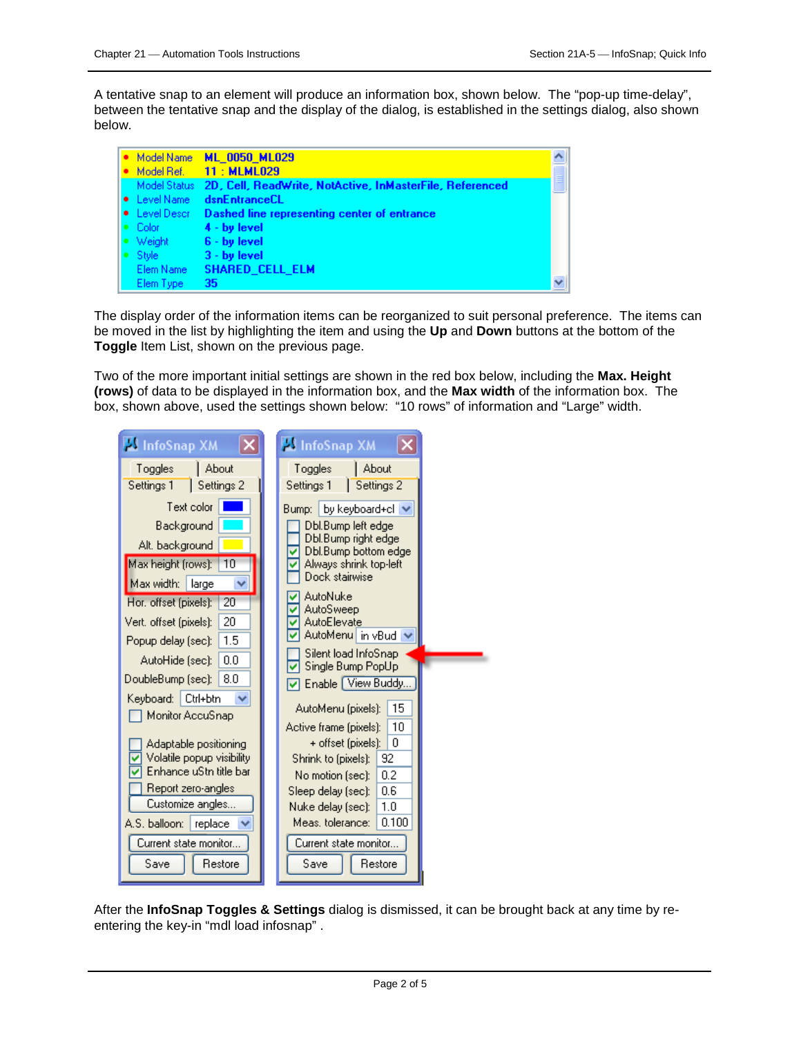A tentative snap to an element will produce an information box, shown below. The "pop-up time-delay", between the tentative snap and the display of the dialog, is established in the settings dialog, also shown below.

| | | |
|---|---|---|
| • | Model Name | ML_0050_ML029 |
| • | Model Ref. | 11 : MLML029 |
| | Model Status | 2D, Cell, ReadWrite, NotActive, InMasterFile, Referenced |
| • | Level Name | dsnEntranceCL |
| • | Level Descr | Dashed line representing center of entrance |
| • | Color | 4 - by level |
| • | Weight | 6 - by level |
| • | Style | 3 - by level |
| | Elem Name | SHARED_CELL_ELM |
| | Elem Type | 35 |

The display order of the information items can be reorganized to suit personal preference. The items can be moved in the list by highlighting the item and using the **Up** and **Down** buttons at the bottom of the **Toggle** Item List, shown on the previous page.

Two of the more important initial settings are shown in the red box below, including the **Max. Height (rows)** of data to be displayed in the information box, and the **Max width** of the information box. The box, shown above, used the settings shown below: "10 rows" of information and "Large" width.

**InfoSnap XM** (Settings 1)

- Text color
- Background
- Alt. background
- Max height (rows): 10
- Max width: large
- Hor. offset (pixels): 20
- Vert. offset (pixels): 20
- Popup delay (sec): 1.5
- AutoHide (sec): 0.0
- DoubleBump (sec): 8.0
- Keyboard: Ctrl+btn
- [ ] Monitor AccuSnap
- [ ] Adaptable positioning
- [x] Volatile popup visibility
- [x] Enhance uStn title bar
- [ ] Report zero-angles
- Customize angles...
- A.S. balloon: replace
- Current state monitor...
- Save / Restore

**InfoSnap XM** (Settings 2)

- Bump: by keyboard+cl
- [ ] Dbl.Bump left edge
- [ ] Dbl.Bump right edge
- [x] Dbl.Bump bottom edge
- [x] Always shrink top-left
- [ ] Dock stairwise
- [x] AutoNuke
- [x] AutoSweep
- [x] AutoElevate
- [x] AutoMenu in vBud
- [ ] Silent load InfoSnap
- [x] Single Bump PopUp
- [x] Enable View Buddy...
- AutoMenu (pixels): 15
- Active frame (pixels): 10
- + offset (pixels): 0
- Shrink to (pixels): 92
- No motion (sec): 0.2
- Sleep delay (sec): 0.6
- Nuke delay (sec): 1.0
- Meas. tolerance: 0.100
- Current state monitor...
- Save / Restore

After the **InfoSnap Toggles & Settings** dialog is dismissed, it can be brought back at any time by re-entering the key-in "mdl load infosnap" .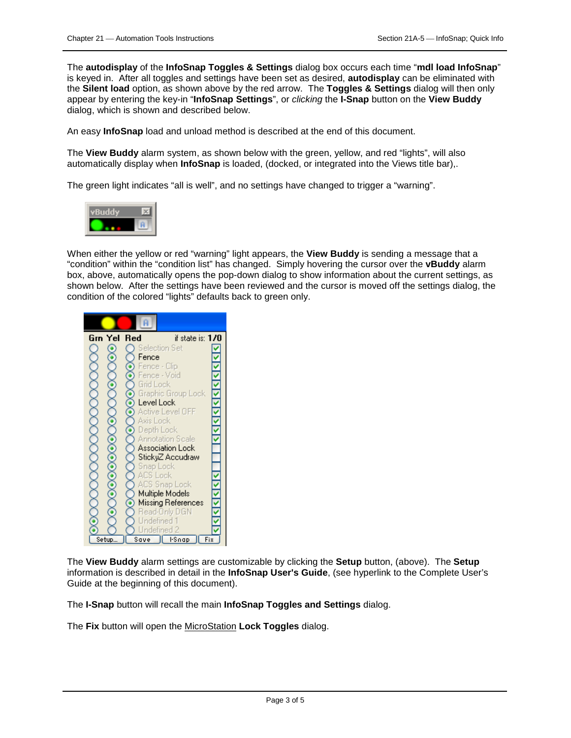The **autodisplay** of the **InfoSnap Toggles & Settings** dialog box occurs each time “**mdl load InfoSnap**” is keyed in. After all toggles and settings have been set as desired, **autodisplay** can be eliminated with the **Silent load** option, as shown above by the red arrow. The **Toggles & Settings** dialog will then only appear by entering the key-in “**InfoSnap Settings**”, or *clicking* the **I-Snap** button on the **View Buddy** dialog, which is shown and described below.

An easy **InfoSnap** load and unload method is described at the end of this document.

The **View Buddy** alarm system, as shown below with the green, yellow, and red “lights”, will also automatically display when **InfoSnap** is loaded, (docked, or integrated into the Views title bar),.

The green light indicates “all is well”, and no settings have changed to trigger a “warning”.

When either the yellow or red “warning” light appears, the **View Buddy** is sending a message that a “condition” within the “condition list” has changed. Simply hovering the cursor over the **vBuddy** alarm box, above, automatically opens the pop-down dialog to show information about the current settings, as shown below. After the settings have been reviewed and the cursor is moved off the settings dialog, the condition of the colored “lights” defaults back to green only.

The **View Buddy** alarm settings are customizable by clicking the **Setup** button, (above). The **Setup** information is described in detail in the **InfoSnap User's Guide**, (see hyperlink to the Complete User’s Guide at the beginning of this document).

The **I-Snap** button will recall the main **InfoSnap Toggles and Settings** dialog.

The **Fix** button will open the MicroStation **Lock Toggles** dialog.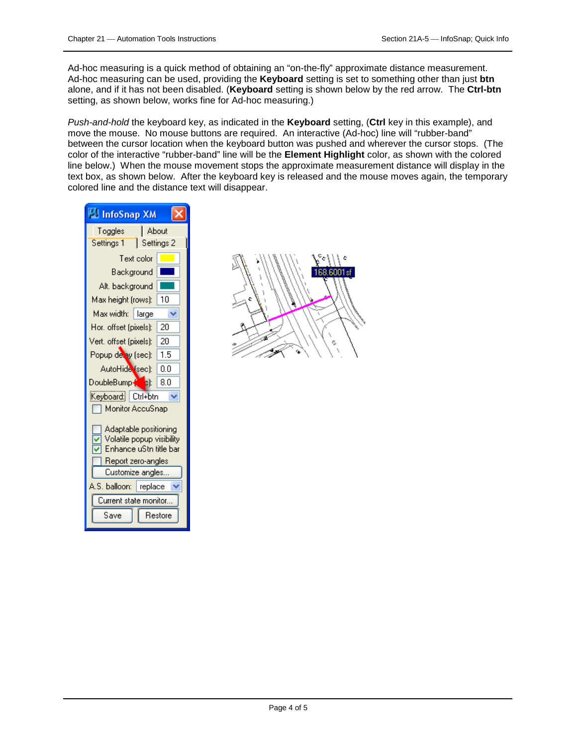Ad-hoc measuring is a quick method of obtaining an “on-the-fly” approximate distance measurement. Ad-hoc measuring can be used, providing the **Keyboard** setting is set to something other than just **btn** alone, and if it has not been disabled. (**Keyboard** setting is shown below by the red arrow. The **Ctrl-btn** setting, as shown below, works fine for Ad-hoc measuring.)

*Push-and-hold* the keyboard key, as indicated in the **Keyboard** setting, (**Ctrl** key in this example), and move the mouse. No mouse buttons are required. An interactive (Ad-hoc) line will “rubber-band” between the cursor location when the keyboard button was pushed and wherever the cursor stops. (The color of the interactive “rubber-band” line will be the **Element Highlight** color, as shown with the colored line below.) When the mouse movement stops the approximate measurement distance will display in the text box, as shown below. After the keyboard key is released and the mouse moves again, the temporary colored line and the distance text will disappear.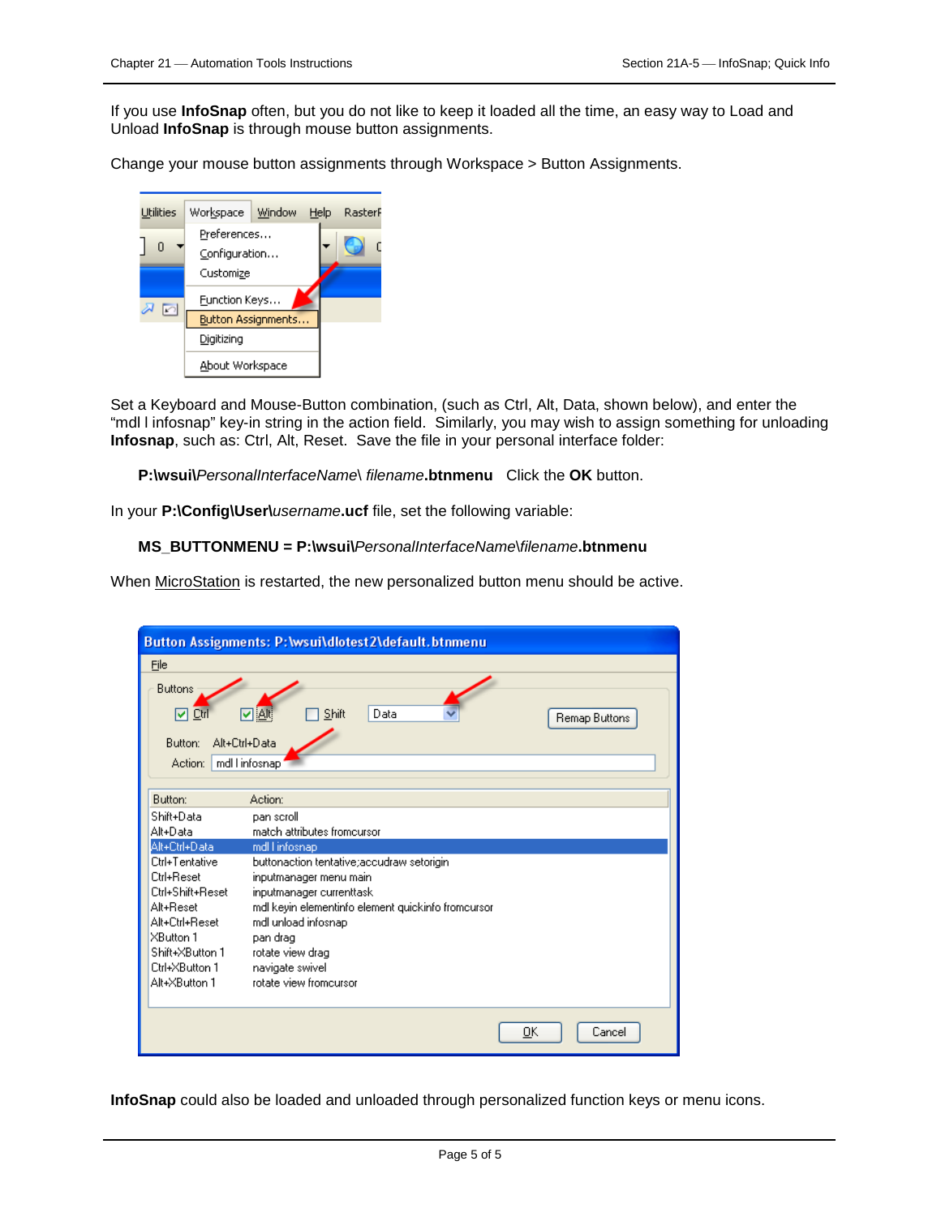If you use **InfoSnap** often, but you do not like to keep it loaded all the time, an easy way to Load and Unload **InfoSnap** is through mouse button assignments.

Change your mouse button assignments through Workspace > Button Assignments.

Set a Keyboard and Mouse-Button combination, (such as Ctrl, Alt, Data, shown below), and enter the "mdl l infosnap" key-in string in the action field. Similarly, you may wish to assign something for unloading **Infosnap**, such as: Ctrl, Alt, Reset. Save the file in your personal interface folder:

> **P:\wsui\\***PersonalInterfaceName\ filename***.btnmenu** Click the **OK** button.

In your **P:\Config\User\\***username***.ucf** file, set the following variable:

> **MS_BUTTONMENU = P:\wsui\\***PersonalInterfaceName\filename***.btnmenu**

When MicroStation is restarted, the new personalized button menu should be active.

**InfoSnap** could also be loaded and unloaded through personalized function keys or menu icons.